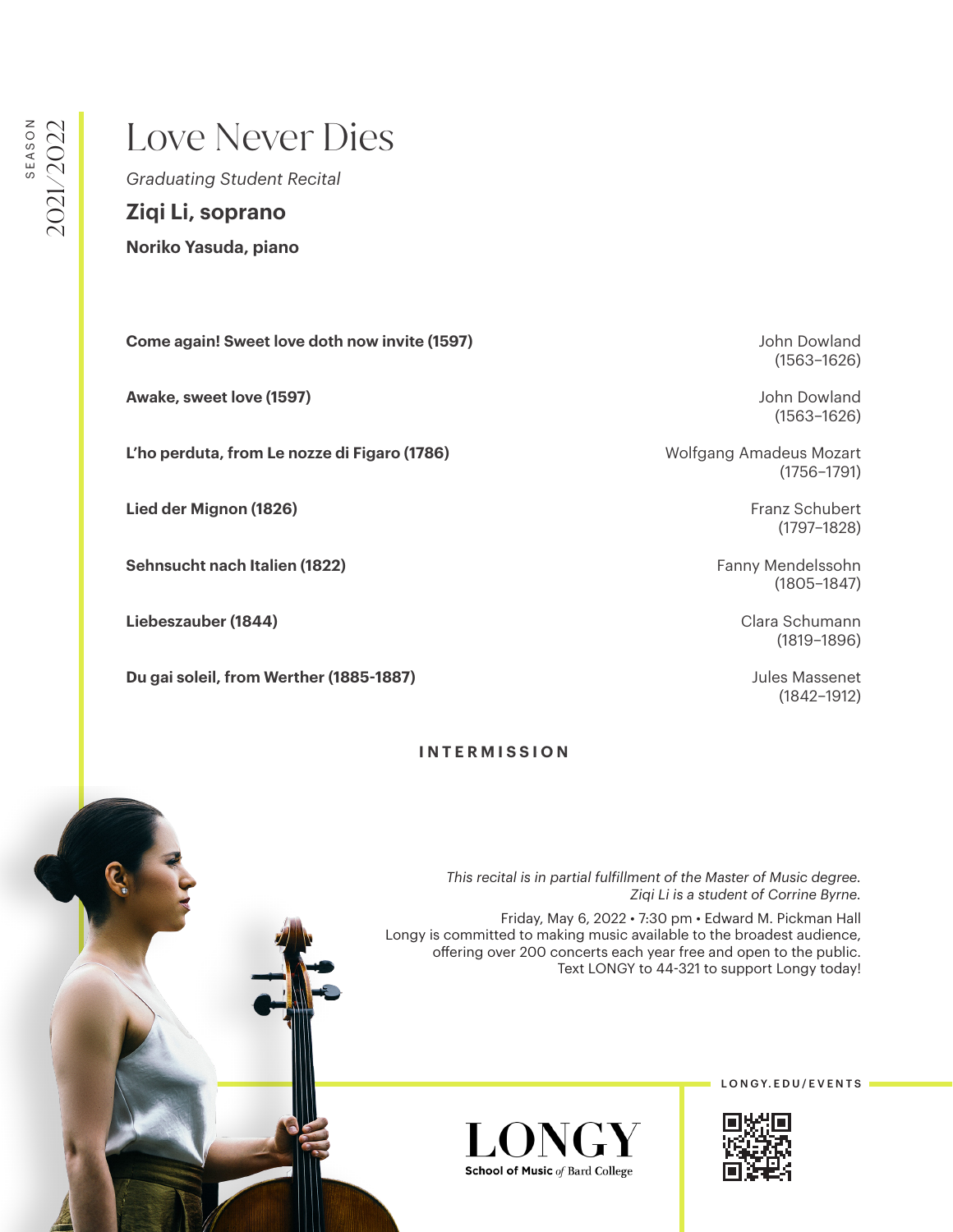SEASON 2021/2022

# Love Never Dies

*Graduating Student Recital*

**Ziqi Li, soprano**

**Noriko Yasuda, piano**

**Come again! Sweet love doth now invite (1597)** — John Dowland (1563–1626)

**Awake, sweet love (1597)** — John Dowland (1563–1626)

**L'ho perduta, from Le nozze di Figaro (1786)** — Wolfgang Amadeus Mozart (1756–1791)

**Lied der Mignon (1826)** — Franz Schubert (1797–1828)

**Sehnsucht nach Italien (1822)** — Fanny Mendelssohn (1805–1847)

**Liebeszauber (1844)** — Clara Schumann (1819–1896)

**Du gai soleil, from Werther (1885-1887)** — Jules Massenet (1842–1912)

**INTERMISSION**

*This recital is in partial fulfillment of the Master of Music degree.*
*Ziqi Li is a student of Corrine Byrne.*

Friday, May 6, 2022 • 7:30 pm • Edward M. Pickman Hall
Longy is committed to making music available to the broadest audience, offering over 200 concerts each year free and open to the public.
Text LONGY to 44-321 to support Longy today!

LONGY.EDU/EVENTS

LONGY
School of Music *of* Bard College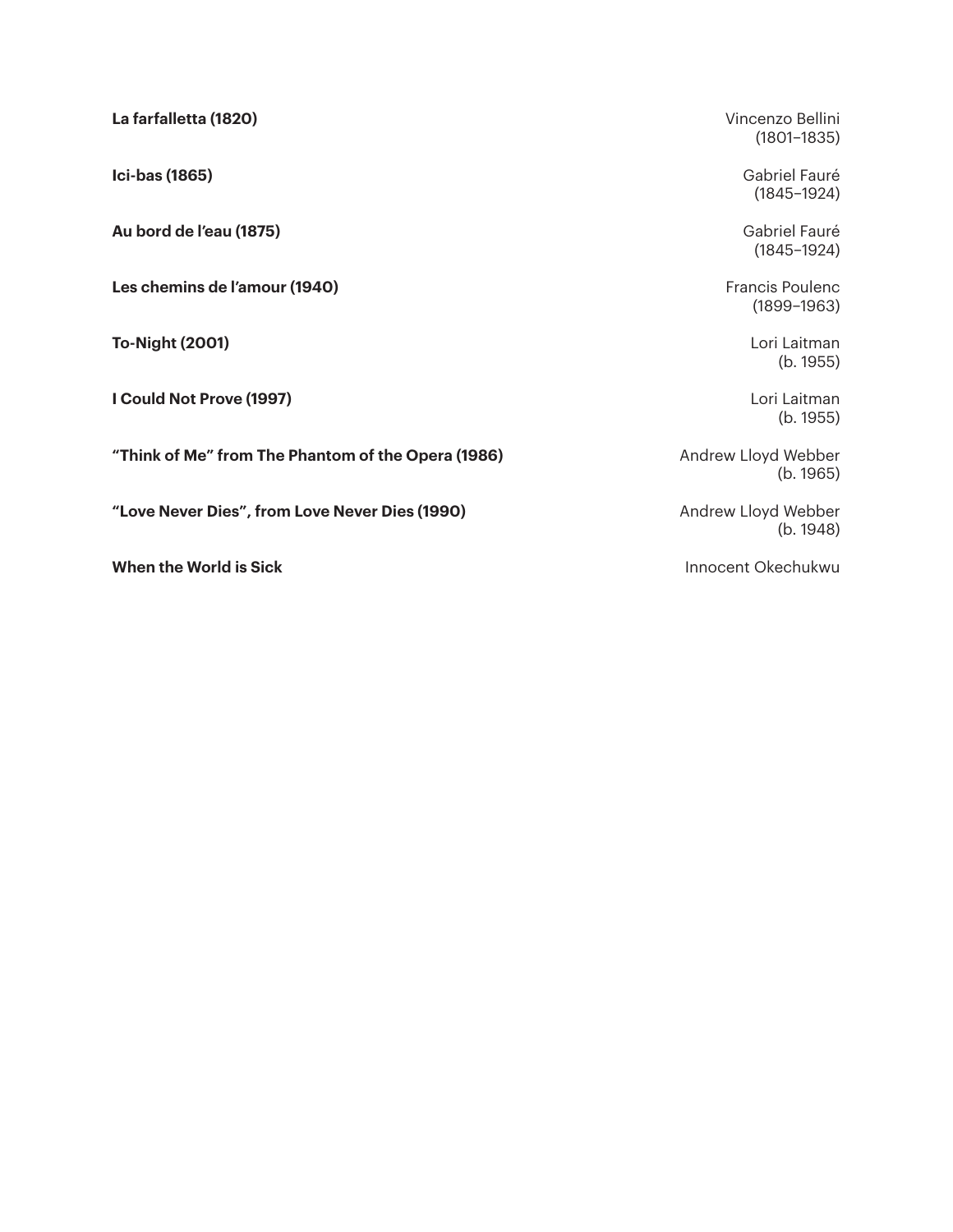**La farfalletta (1820)** Vincenzo Bellini (1801–1835)

**Ici-bas (1865)** Gabriel Fauré (1845–1924)

**Au bord de l'eau (1875)** Gabriel Fauré (1845–1924)

**Les chemins de l'amour (1940)** Francis Poulenc (1899–1963)

**To-Night (2001)** Lori Laitman (b. 1955)

**I Could Not Prove (1997)** Lori Laitman (b. 1955)

**"Think of Me" from The Phantom of the Opera (1986)** Andrew Lloyd Webber (b. 1965)

**"Love Never Dies", from Love Never Dies (1990)** Andrew Lloyd Webber (b. 1948)

**When the World is Sick** Innocent Okechukwu